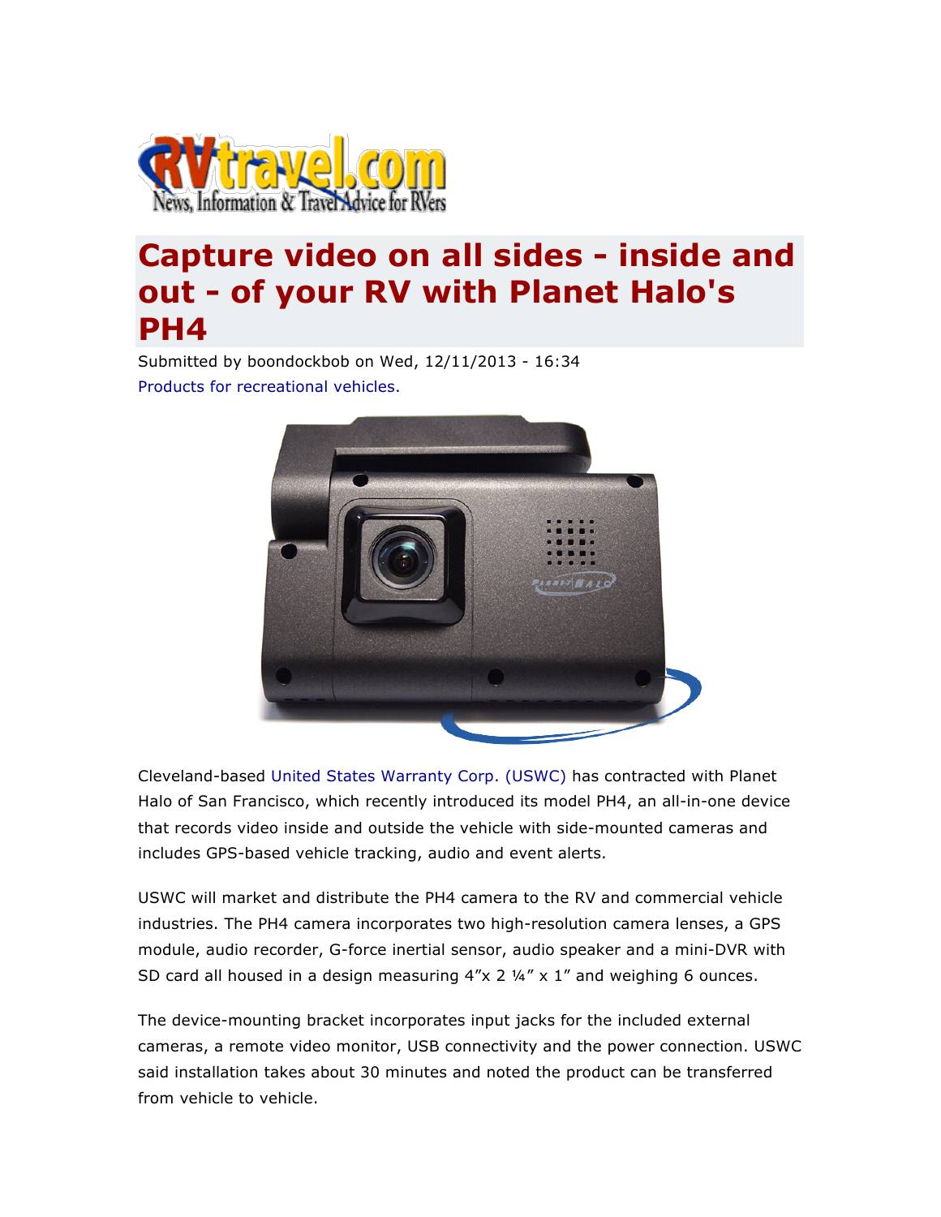RVtravel.com
News, Information & Travel Advice for RVers

# Capture video on all sides - inside and out - of your RV with Planet Halo's PH4

Submitted by boondockbob on Wed, 12/11/2013 - 16:34

Products for recreational vehicles.

Cleveland-based United States Warranty Corp. (USWC) has contracted with Planet Halo of San Francisco, which recently introduced its model PH4, an all-in-one device that records video inside and outside the vehicle with side-mounted cameras and includes GPS-based vehicle tracking, audio and event alerts.

USWC will market and distribute the PH4 camera to the RV and commercial vehicle industries. The PH4 camera incorporates two high-resolution camera lenses, a GPS module, audio recorder, G-force inertial sensor, audio speaker and a mini-DVR with SD card all housed in a design measuring 4"x 2 ¼" x 1" and weighing 6 ounces.

The device-mounting bracket incorporates input jacks for the included external cameras, a remote video monitor, USB connectivity and the power connection. USWC said installation takes about 30 minutes and noted the product can be transferred from vehicle to vehicle.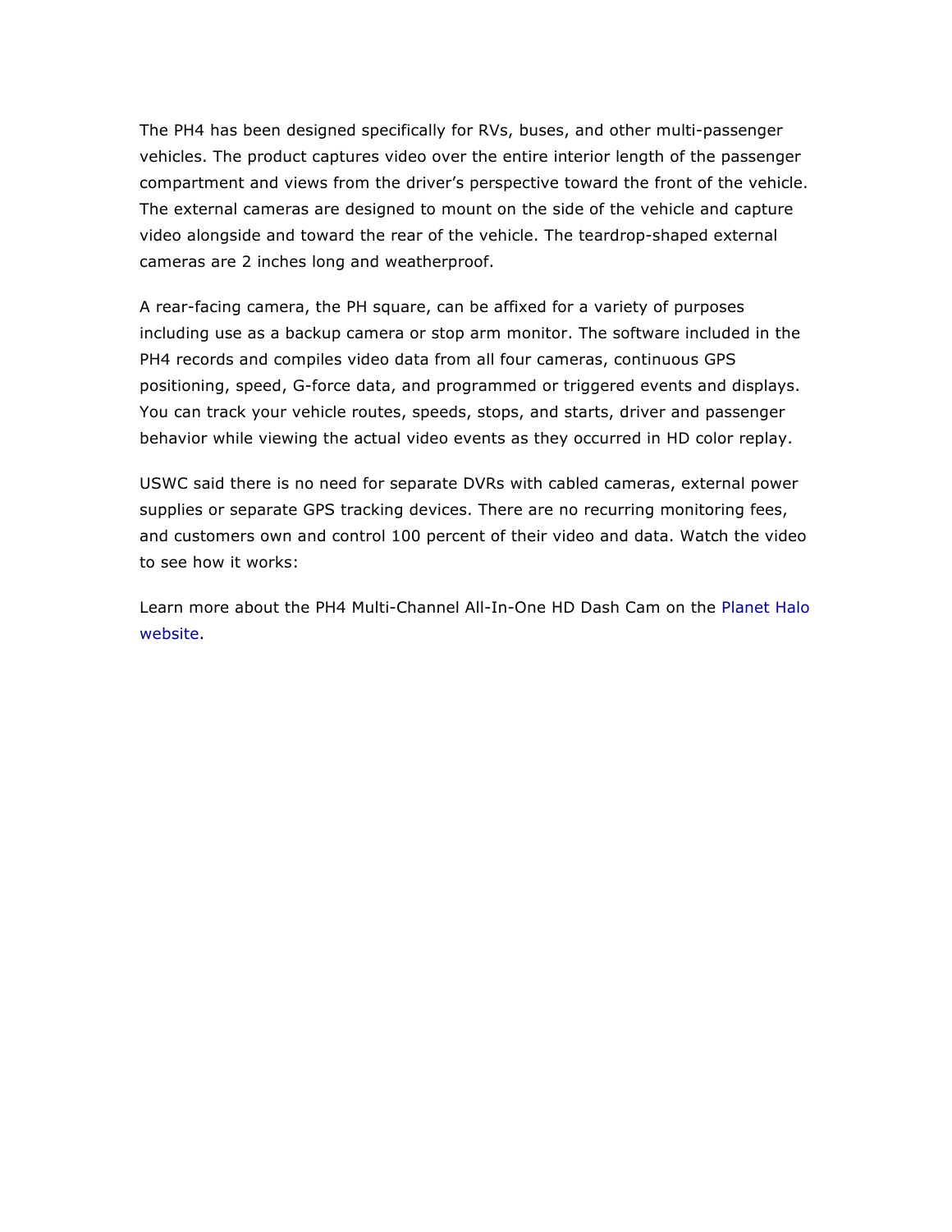The PH4 has been designed specifically for RVs, buses, and other multi-passenger vehicles. The product captures video over the entire interior length of the passenger compartment and views from the driver's perspective toward the front of the vehicle. The external cameras are designed to mount on the side of the vehicle and capture video alongside and toward the rear of the vehicle. The teardrop-shaped external cameras are 2 inches long and weatherproof.

A rear-facing camera, the PH square, can be affixed for a variety of purposes including use as a backup camera or stop arm monitor. The software included in the PH4 records and compiles video data from all four cameras, continuous GPS positioning, speed, G-force data, and programmed or triggered events and displays. You can track your vehicle routes, speeds, stops, and starts, driver and passenger behavior while viewing the actual video events as they occurred in HD color replay.

USWC said there is no need for separate DVRs with cabled cameras, external power supplies or separate GPS tracking devices. There are no recurring monitoring fees, and customers own and control 100 percent of their video and data. Watch the video to see how it works:

Learn more about the PH4 Multi-Channel All-In-One HD Dash Cam on the Planet Halo website.